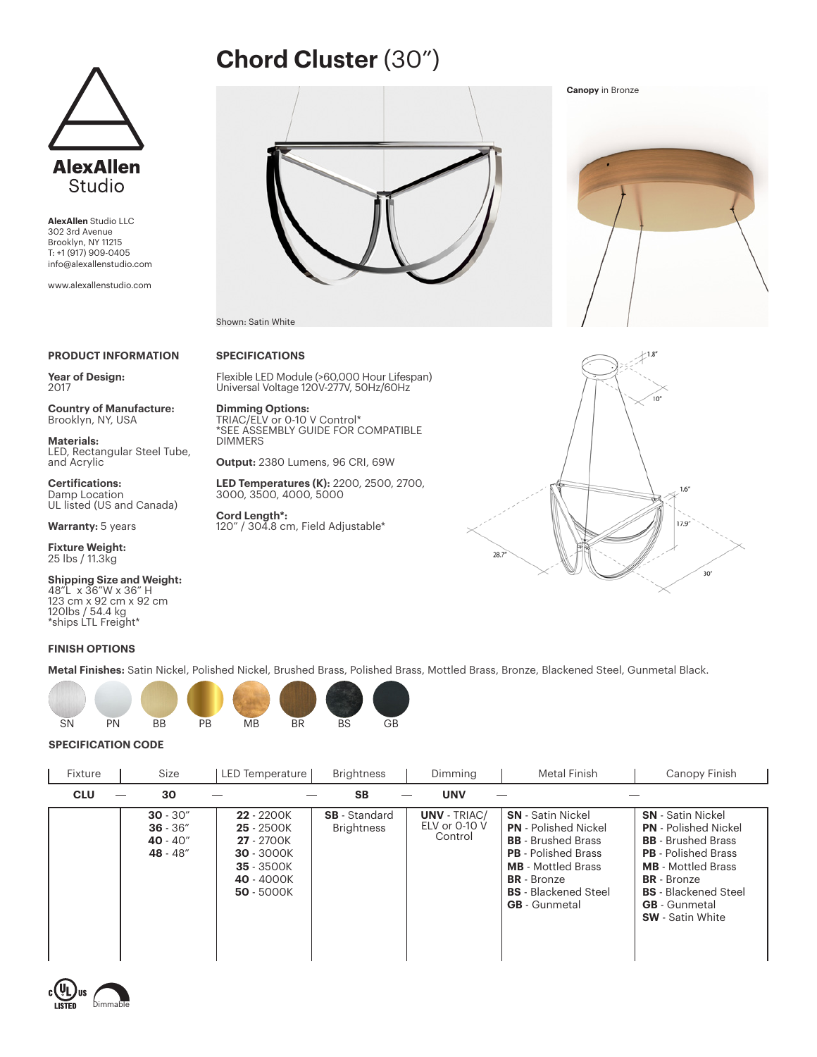# Chord Cluster (30”)

**AlexAllen** Studio

**AlexAllen** Studio LLC
302 3rd Avenue
Brooklyn, NY 11215
T: +1 (917) 909-0405
info@alexallenstudio.com

www.alexallenstudio.com

Shown: Satin White

**Canopy** in Bronze

1.8"
10"
1.6"
17.9"
28.7"
30"

## PRODUCT INFORMATION

**Year of Design:**
2017

**Country of Manufacture:**
Brooklyn, NY, USA

**Materials:**
LED, Rectangular Steel Tube, and Acrylic

**Certifications:**
Damp Location
UL listed (US and Canada)

**Warranty:** 5 years

**Fixture Weight:**
25 lbs / 11.3kg

**Shipping Size and Weight:**
48”L x 36”W x 36” H
123 cm x 92 cm x 92 cm
120lbs / 54.4 kg
*ships LTL Freight*

## SPECIFICATIONS

Flexible LED Module (>60,000 Hour Lifespan)
Universal Voltage 120V-277V, 50Hz/60Hz

**Dimming Options:**
TRIAC/ELV or 0-10 V Control*
*SEE ASSEMBLY GUIDE FOR COMPATIBLE DIMMERS

**Output:** 2380 Lumens, 96 CRI, 69W

**LED Temperatures (K):** 2200, 2500, 2700, 3000, 3500, 4000, 5000

**Cord Length*:**
120” / 304.8 cm, Field Adjustable*

## FINISH OPTIONS

**Metal Finishes:** Satin Nickel, Polished Nickel, Brushed Brass, Polished Brass, Mottled Brass, Bronze, Blackened Steel, Gunmetal Black.

SN PN BB PB MB BR BS GB

## SPECIFICATION CODE

| Fixture | Size | LED Temperature | Brightness | Dimming | Metal Finish | Canopy Finish |
|---|---|---|---|---|---|---|
| **CLU** | **30** | | **SB** | **UNV** | | |
| | **30** - 30”<br>**36** - 36”<br>**40** - 40”<br>**48** - 48” | **22** - 2200K<br>**25** - 2500K<br>**27** - 2700K<br>**30** - 3000K<br>**35** - 3500K<br>**40** - 4000K<br>**50** - 5000K | **SB** - Standard Brightness | **UNV** - TRIAC/ ELV or 0-10 V Control | **SN** - Satin Nickel<br>**PN** - Polished Nickel<br>**BB** - Brushed Brass<br>**PB** - Polished Brass<br>**MB** - Mottled Brass<br>**BR** - Bronze<br>**BS** - Blackened Steel<br>**GB** - Gunmetal | **SN** - Satin Nickel<br>**PN** - Polished Nickel<br>**BB** - Brushed Brass<br>**PB** - Polished Brass<br>**MB** - Mottled Brass<br>**BR** - Bronze<br>**BS** - Blackened Steel<br>**GB** - Gunmetal<br>**SW** - Satin White |

c UL us LISTED  Dimmable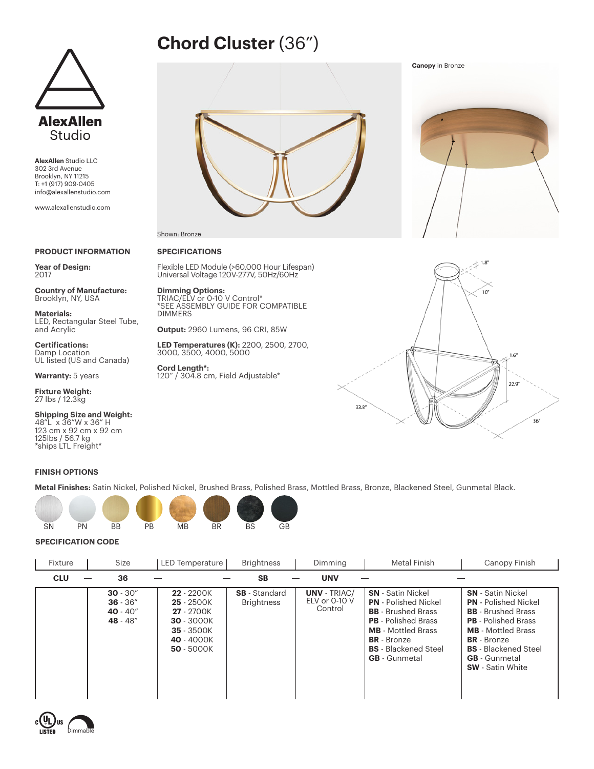# **Chord Cluster** (36″)

**AlexAllen** Studio

**AlexAllen** Studio LLC
302 3rd Avenue
Brooklyn, NY 11215
T: +1 (917) 909-0405
info@alexallenstudio.com

www.alexallenstudio.com

Shown: Bronze

**Canopy** in Bronze

1.8″
10″
1.6″
22.9″
33.8″
36″

## PRODUCT INFORMATION

**Year of Design:**
2017

**Country of Manufacture:**
Brooklyn, NY, USA

**Materials:**
LED, Rectangular Steel Tube, and Acrylic

**Certifications:**
Damp Location
UL listed (US and Canada)

**Warranty:** 5 years

**Fixture Weight:**
27 lbs / 12.3kg

**Shipping Size and Weight:**
48″L x 36″W x 36″ H
123 cm x 92 cm x 92 cm
125lbs / 56.7 kg
*ships LTL Freight*

## SPECIFICATIONS

Flexible LED Module (>60,000 Hour Lifespan)
Universal Voltage 120V-277V, 50Hz/60Hz

**Dimming Options:**
TRIAC/ELV or 0-10 V Control*
*SEE ASSEMBLY GUIDE FOR COMPATIBLE DIMMERS

**Output:** 2960 Lumens, 96 CRI, 85W

**LED Temperatures (K):** 2200, 2500, 2700, 3000, 3500, 4000, 5000

**Cord Length*:**
120″ / 304.8 cm, Field Adjustable*

## FINISH OPTIONS

**Metal Finishes:** Satin Nickel, Polished Nickel, Brushed Brass, Polished Brass, Mottled Brass, Bronze, Blackened Steel, Gunmetal Black.

SN PN BB PB MB BR BS GB

## SPECIFICATION CODE

| Fixture | Size | LED Temperature | Brightness | Dimming | Metal Finish | Canopy Finish |
|---|---|---|---|---|---|---|
| **CLU** | **36** | — | **SB** | **UNV** | — | — |
| | **30** - 30″<br>**36** - 36″<br>**40** - 40″<br>**48** - 48″ | **22** - 2200K<br>**25** - 2500K<br>**27** - 2700K<br>**30** - 3000K<br>**35** - 3500K<br>**40** - 4000K<br>**50** - 5000K | **SB** - Standard Brightness | **UNV** - TRIAC/ ELV or 0-10 V Control | **SN** - Satin Nickel<br>**PN** - Polished Nickel<br>**BB** - Brushed Brass<br>**PB** - Polished Brass<br>**MB** - Mottled Brass<br>**BR** - Bronze<br>**BS** - Blackened Steel<br>**GB** - Gunmetal | **SN** - Satin Nickel<br>**PN** - Polished Nickel<br>**BB** - Brushed Brass<br>**PB** - Polished Brass<br>**MB** - Mottled Brass<br>**BR** - Bronze<br>**BS** - Blackened Steel<br>**GB** - Gunmetal<br>**SW** - Satin White |

c UL us LISTED
Dimmable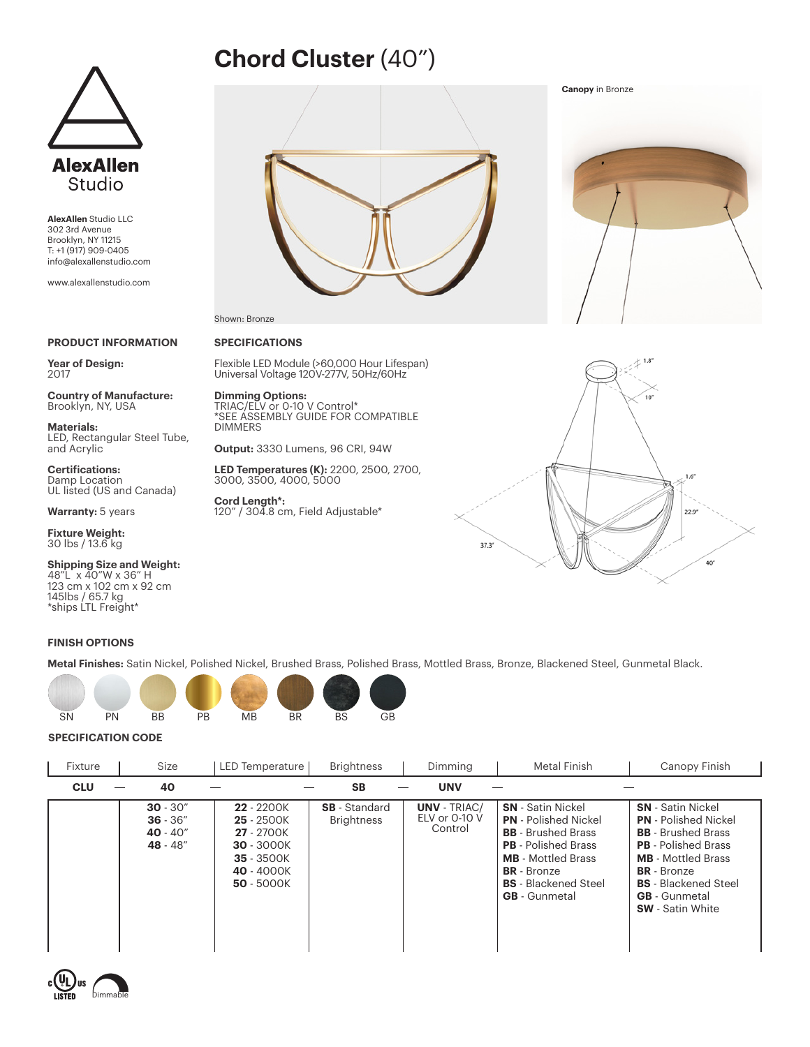# **Chord Cluster** (40")

**AlexAllen** Studio

**AlexAllen** Studio LLC
302 3rd Avenue
Brooklyn, NY 11215
T: +1 (917) 909-0405
info@alexallenstudio.com

www.alexallenstudio.com

Shown: Bronze

**Canopy** in Bronze

### PRODUCT INFORMATION

**Year of Design:**
2017

**Country of Manufacture:**
Brooklyn, NY, USA

**Materials:**
LED, Rectangular Steel Tube, and Acrylic

**Certifications:**
Damp Location
UL listed (US and Canada)

**Warranty:** 5 years

**Fixture Weight:**
30 lbs / 13.6 kg

**Shipping Size and Weight:**
48"L x 40"W x 36" H
123 cm x 102 cm x 92 cm
145lbs / 65.7 kg
*ships LTL Freight*

### SPECIFICATIONS

Flexible LED Module (>60,000 Hour Lifespan)
Universal Voltage 120V-277V, 50Hz/60Hz

**Dimming Options:**
TRIAC/ELV or 0-10 V Control*
*SEE ASSEMBLY GUIDE FOR COMPATIBLE DIMMERS

**Output:** 3330 Lumens, 96 CRI, 94W

**LED Temperatures (K):** 2200, 2500, 2700, 3000, 3500, 4000, 5000

**Cord Length*:**
120" / 304.8 cm, Field Adjustable*

1.8"
10"
1.6"
22.9"
37.3"
40"

### FINISH OPTIONS

**Metal Finishes:** Satin Nickel, Polished Nickel, Brushed Brass, Polished Brass, Mottled Brass, Bronze, Blackened Steel, Gunmetal Black.

SN PN BB PB MB BR BS GB

### SPECIFICATION CODE

| Fixture | Size | LED Temperature | Brightness | Dimming | Metal Finish | Canopy Finish |
|---|---|---|---|---|---|---|
| **CLU** | **40** | — | **SB** | **UNV** | — | — |
| | **30** - 30"<br>**36** - 36"<br>**40** - 40"<br>**48** - 48" | **22** - 2200K<br>**25** - 2500K<br>**27** - 2700K<br>**30** - 3000K<br>**35** - 3500K<br>**40** - 4000K<br>**50** - 5000K | **SB** - Standard Brightness | **UNV** - TRIAC/ ELV or 0-10 V Control | **SN** - Satin Nickel<br>**PN** - Polished Nickel<br>**BB** - Brushed Brass<br>**PB** - Polished Brass<br>**MB** - Mottled Brass<br>**BR** - Bronze<br>**BS** - Blackened Steel<br>**GB** - Gunmetal | **SN** - Satin Nickel<br>**PN** - Polished Nickel<br>**BB** - Brushed Brass<br>**PB** - Polished Brass<br>**MB** - Mottled Brass<br>**BR** - Bronze<br>**BS** - Blackened Steel<br>**GB** - Gunmetal<br>**SW** - Satin White |

c UL us LISTED
Dimmable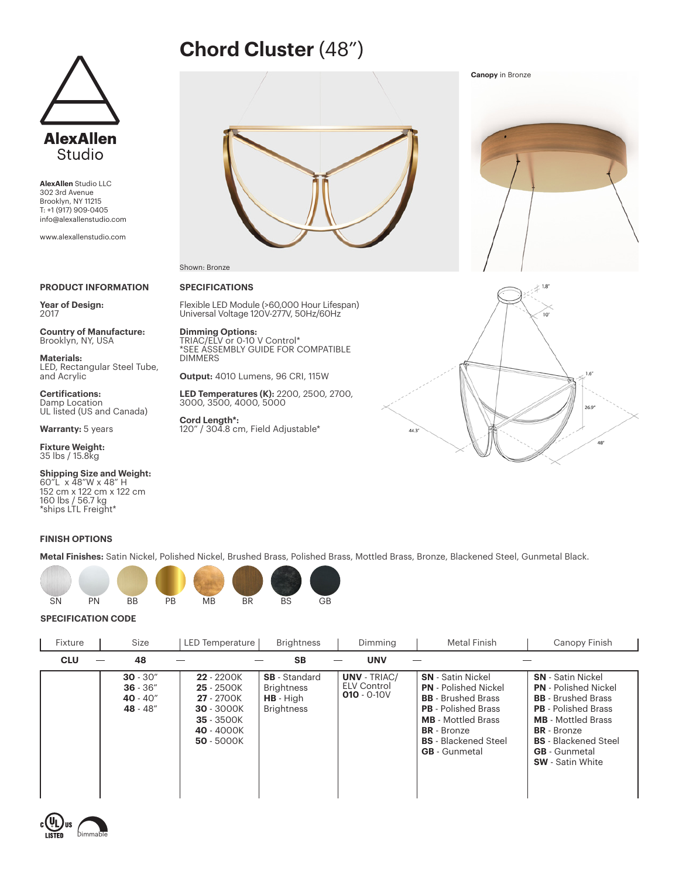# Chord Cluster (48")

**AlexAllen** Studio

**AlexAllen** Studio LLC
302 3rd Avenue
Brooklyn, NY 11215
T: +1 (917) 909-0405
info@alexallenstudio.com

www.alexallenstudio.com

Shown: Bronze

**Canopy** in Bronze

1.8"
10"
1.6"
26.9"
44.3"
48"

### PRODUCT INFORMATION

**Year of Design:**
2017

**Country of Manufacture:**
Brooklyn, NY, USA

**Materials:**
LED, Rectangular Steel Tube, and Acrylic

**Certifications:**
Damp Location
UL listed (US and Canada)

**Warranty:** 5 years

**Fixture Weight:**
35 lbs / 15.8kg

**Shipping Size and Weight:**
60"L x 48"W x 48" H
152 cm x 122 cm x 122 cm
160 lbs / 56.7 kg
*ships LTL Freight*

### SPECIFICATIONS

Flexible LED Module (>60,000 Hour Lifespan)
Universal Voltage 120V-277V, 50Hz/60Hz

**Dimming Options:**
TRIAC/ELV or 0-10 V Control*
*SEE ASSEMBLY GUIDE FOR COMPATIBLE DIMMERS

**Output:** 4010 Lumens, 96 CRI, 115W

**LED Temperatures (K):** 2200, 2500, 2700, 3000, 3500, 4000, 5000

**Cord Length*:**
120" / 304.8 cm, Field Adjustable*

### FINISH OPTIONS

**Metal Finishes:** Satin Nickel, Polished Nickel, Brushed Brass, Polished Brass, Mottled Brass, Bronze, Blackened Steel, Gunmetal Black.

SN PN BB PB MB BR BS GB

### SPECIFICATION CODE

| Fixture | Size | LED Temperature | Brightness | Dimming | Metal Finish | Canopy Finish |
|---|---|---|---|---|---|---|
| **CLU** — | **48** — | — | **SB** — | **UNV** — | — | |
| | **30** - 30"<br>**36** - 36"<br>**40** - 40"<br>**48** - 48" | **22** - 2200K<br>**25** - 2500K<br>**27** - 2700K<br>**30** - 3000K<br>**35** - 3500K<br>**40** - 4000K<br>**50** - 5000K | **SB** - Standard Brightness<br>**HB** - High Brightness | **UNV** - TRIAC/ ELV Control<br>**010** - 0-10V | **SN** - Satin Nickel<br>**PN** - Polished Nickel<br>**BB** - Brushed Brass<br>**PB** - Polished Brass<br>**MB** - Mottled Brass<br>**BR** - Bronze<br>**BS** - Blackened Steel<br>**GB** - Gunmetal | **SN** - Satin Nickel<br>**PN** - Polished Nickel<br>**BB** - Brushed Brass<br>**PB** - Polished Brass<br>**MB** - Mottled Brass<br>**BR** - Bronze<br>**BS** - Blackened Steel<br>**GB** - Gunmetal<br>**SW** - Satin White |

c UL us LISTED Dimmable